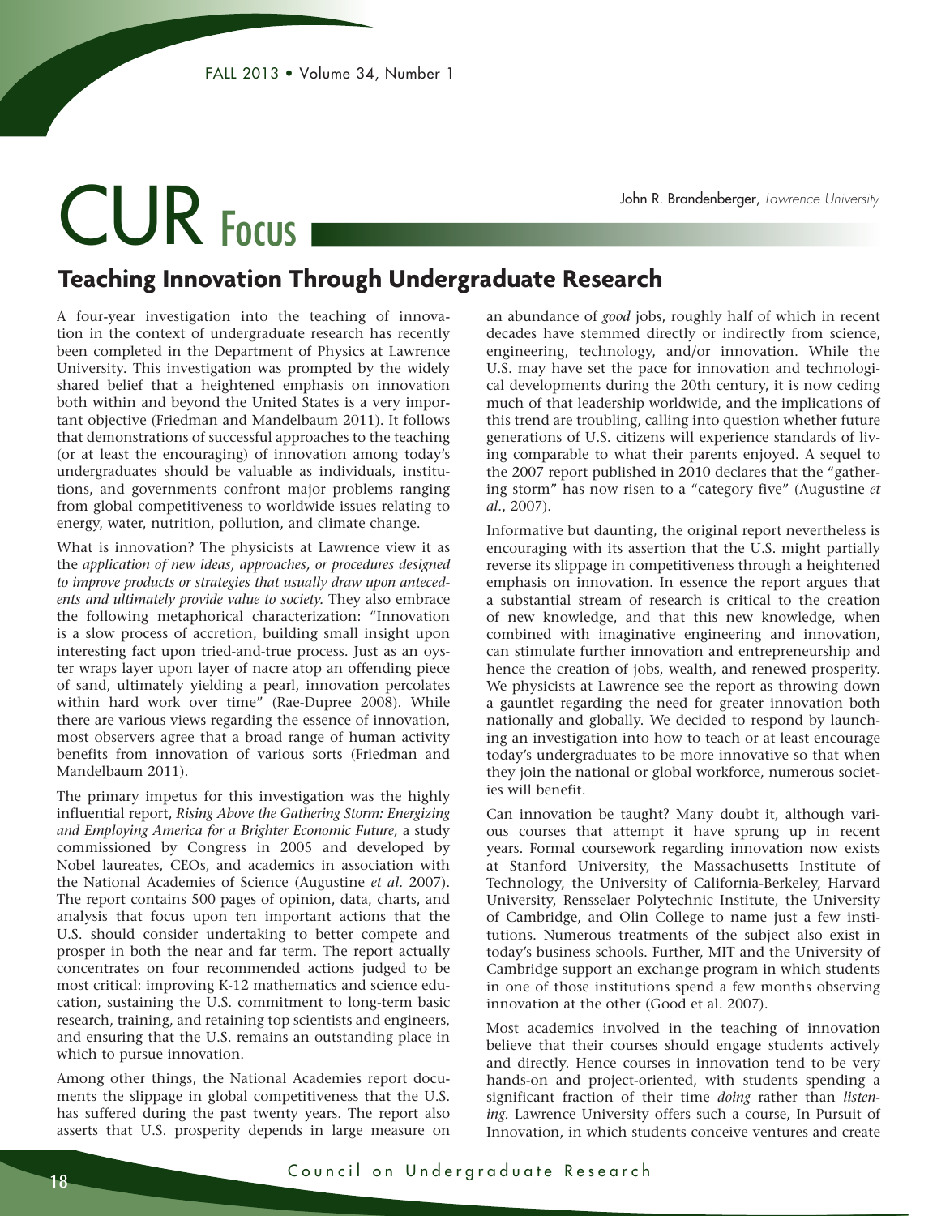# CUR Focus

John R. Brandenberger, *Lawrence University*

## Teaching Innovation Through Undergraduate Research

A four-year investigation into the teaching of innovation in the context of undergraduate research has recently been completed in the Department of Physics at Lawrence University. This investigation was prompted by the widely shared belief that a heightened emphasis on innovation both within and beyond the United States is a very important objective (Friedman and Mandelbaum 2011). It follows that demonstrations of successful approaches to the teaching (or at least the encouraging) of innovation among today's undergraduates should be valuable as individuals, institutions, and governments confront major problems ranging from global competitiveness to worldwide issues relating to energy, water, nutrition, pollution, and climate change.

What is innovation? The physicists at Lawrence view it as the *application of new ideas, approaches, or procedures designed to improve products or strategies that usually draw upon antecedents and ultimately provide value to society.* They also embrace the following metaphorical characterization: "Innovation is a slow process of accretion, building small insight upon interesting fact upon tried-and-true process. Just as an oyster wraps layer upon layer of nacre atop an offending piece of sand, ultimately yielding a pearl, innovation percolates within hard work over time" (Rae-Dupree 2008). While there are various views regarding the essence of innovation, most observers agree that a broad range of human activity benefits from innovation of various sorts (Friedman and Mandelbaum 2011).

The primary impetus for this investigation was the highly influential report, *Rising Above the Gathering Storm: Energizing and Employing America for a Brighter Economic Future,* a study commissioned by Congress in 2005 and developed by Nobel laureates, CEOs, and academics in association with the National Academies of Science (Augustine *et al.* 2007). The report contains 500 pages of opinion, data, charts, and analysis that focus upon ten important actions that the U.S. should consider undertaking to better compete and prosper in both the near and far term. The report actually concentrates on four recommended actions judged to be most critical: improving K-12 mathematics and science education, sustaining the U.S. commitment to long-term basic research, training, and retaining top scientists and engineers, and ensuring that the U.S. remains an outstanding place in which to pursue innovation.

Among other things, the National Academies report documents the slippage in global competitiveness that the U.S. has suffered during the past twenty years. The report also asserts that U.S. prosperity depends in large measure on an abundance of *good* jobs, roughly half of which in recent decades have stemmed directly or indirectly from science, engineering, technology, and/or innovation. While the U.S. may have set the pace for innovation and technological developments during the 20th century, it is now ceding much of that leadership worldwide, and the implications of this trend are troubling, calling into question whether future generations of U.S. citizens will experience standards of living comparable to what their parents enjoyed. A sequel to the 2007 report published in 2010 declares that the "gathering storm" has now risen to a "category five" (Augustine *et al.*, 2007).

Informative but daunting, the original report nevertheless is encouraging with its assertion that the U.S. might partially reverse its slippage in competitiveness through a heightened emphasis on innovation. In essence the report argues that a substantial stream of research is critical to the creation of new knowledge, and that this new knowledge, when combined with imaginative engineering and innovation, can stimulate further innovation and entrepreneurship and hence the creation of jobs, wealth, and renewed prosperity. We physicists at Lawrence see the report as throwing down a gauntlet regarding the need for greater innovation both nationally and globally. We decided to respond by launching an investigation into how to teach or at least encourage today's undergraduates to be more innovative so that when they join the national or global workforce, numerous societies will benefit.

Can innovation be taught? Many doubt it, although various courses that attempt it have sprung up in recent years. Formal coursework regarding innovation now exists at Stanford University, the Massachusetts Institute of Technology, the University of California-Berkeley, Harvard University, Rensselaer Polytechnic Institute, the University of Cambridge, and Olin College to name just a few institutions. Numerous treatments of the subject also exist in today's business schools. Further, MIT and the University of Cambridge support an exchange program in which students in one of those institutions spend a few months observing innovation at the other (Good et al. 2007).

Most academics involved in the teaching of innovation believe that their courses should engage students actively and directly. Hence courses in innovation tend to be very hands-on and project-oriented, with students spending a significant fraction of their time *doing* rather than *listening*. Lawrence University offers such a course, In Pursuit of Innovation, in which students conceive ventures and create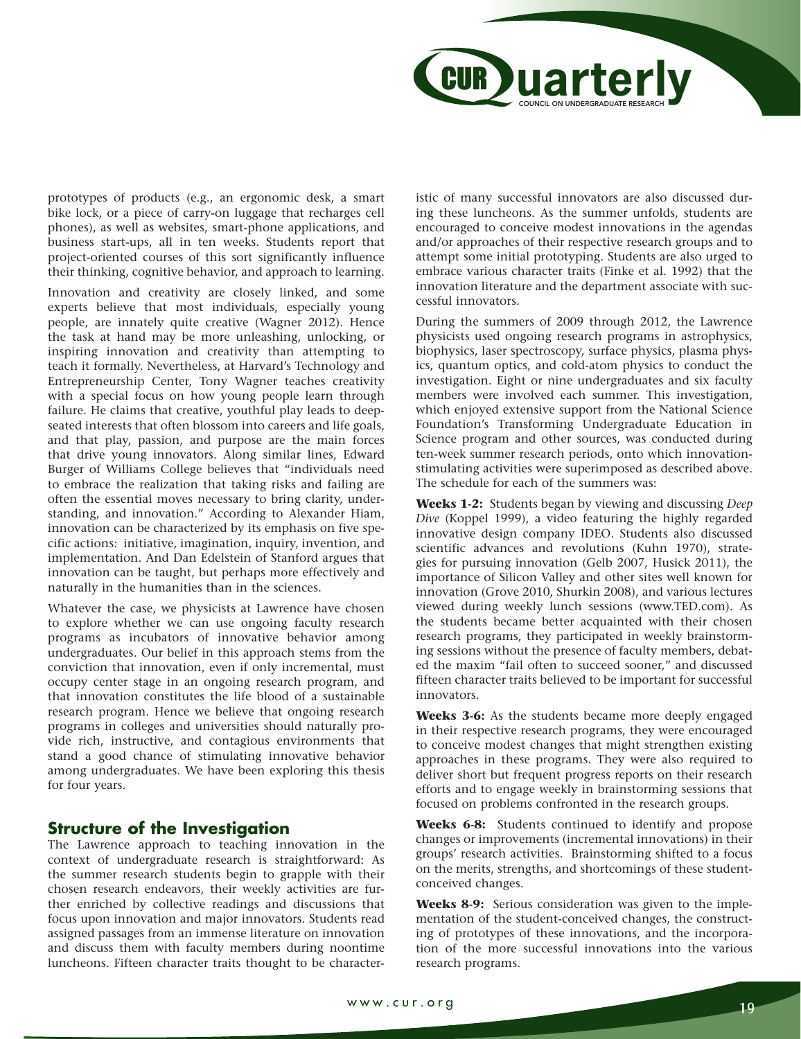prototypes of products (e.g., an ergonomic desk, a smart bike lock, or a piece of carry-on luggage that recharges cell phones), as well as websites, smart-phone applications, and business start-ups, all in ten weeks. Students report that project-oriented courses of this sort significantly influence their thinking, cognitive behavior, and approach to learning.

Innovation and creativity are closely linked, and some experts believe that most individuals, especially young people, are innately quite creative (Wagner 2012). Hence the task at hand may be more unleashing, unlocking, or inspiring innovation and creativity than attempting to teach it formally. Nevertheless, at Harvard's Technology and Entrepreneurship Center, Tony Wagner teaches creativity with a special focus on how young people learn through failure. He claims that creative, youthful play leads to deep-seated interests that often blossom into careers and life goals, and that play, passion, and purpose are the main forces that drive young innovators. Along similar lines, Edward Burger of Williams College believes that "individuals need to embrace the realization that taking risks and failing are often the essential moves necessary to bring clarity, understanding, and innovation." According to Alexander Hiam, innovation can be characterized by its emphasis on five specific actions: initiative, imagination, inquiry, invention, and implementation. And Dan Edelstein of Stanford argues that innovation can be taught, but perhaps more effectively and naturally in the humanities than in the sciences.

Whatever the case, we physicists at Lawrence have chosen to explore whether we can use ongoing faculty research programs as incubators of innovative behavior among undergraduates. Our belief in this approach stems from the conviction that innovation, even if only incremental, must occupy center stage in an ongoing research program, and that innovation constitutes the life blood of a sustainable research program. Hence we believe that ongoing research programs in colleges and universities should naturally provide rich, instructive, and contagious environments that stand a good chance of stimulating innovative behavior among undergraduates. We have been exploring this thesis for four years.

## Structure of the Investigation

The Lawrence approach to teaching innovation in the context of undergraduate research is straightforward: As the summer research students begin to grapple with their chosen research endeavors, their weekly activities are further enriched by collective readings and discussions that focus upon innovation and major innovators. Students read assigned passages from an immense literature on innovation and discuss them with faculty members during noontime luncheons. Fifteen character traits thought to be characteristic of many successful innovators are also discussed during these luncheons. As the summer unfolds, students are encouraged to conceive modest innovations in the agendas and/or approaches of their respective research groups and to attempt some initial prototyping. Students are also urged to embrace various character traits (Finke et al. 1992) that the innovation literature and the department associate with successful innovators.

During the summers of 2009 through 2012, the Lawrence physicists used ongoing research programs in astrophysics, biophysics, laser spectroscopy, surface physics, plasma physics, quantum optics, and cold-atom physics to conduct the investigation. Eight or nine undergraduates and six faculty members were involved each summer. This investigation, which enjoyed extensive support from the National Science Foundation's Transforming Undergraduate Education in Science program and other sources, was conducted during ten-week summer research periods, onto which innovation-stimulating activities were superimposed as described above. The schedule for each of the summers was:

**Weeks 1-2:** Students began by viewing and discussing *Deep Dive* (Koppel 1999), a video featuring the highly regarded innovative design company IDEO. Students also discussed scientific advances and revolutions (Kuhn 1970), strategies for pursuing innovation (Gelb 2007, Husick 2011), the importance of Silicon Valley and other sites well known for innovation (Grove 2010, Shurkin 2008), and various lectures viewed during weekly lunch sessions (www.TED.com). As the students became better acquainted with their chosen research programs, they participated in weekly brainstorming sessions without the presence of faculty members, debated the maxim "fail often to succeed sooner," and discussed fifteen character traits believed to be important for successful innovators.

**Weeks 3-6:** As the students became more deeply engaged in their respective research programs, they were encouraged to conceive modest changes that might strengthen existing approaches in these programs. They were also required to deliver short but frequent progress reports on their research efforts and to engage weekly in brainstorming sessions that focused on problems confronted in the research groups.

**Weeks 6-8:** Students continued to identify and propose changes or improvements (incremental innovations) in their groups' research activities. Brainstorming shifted to a focus on the merits, strengths, and shortcomings of these student-conceived changes.

**Weeks 8-9:** Serious consideration was given to the implementation of the student-conceived changes, the constructing of prototypes of these innovations, and the incorporation of the more successful innovations into the various research programs.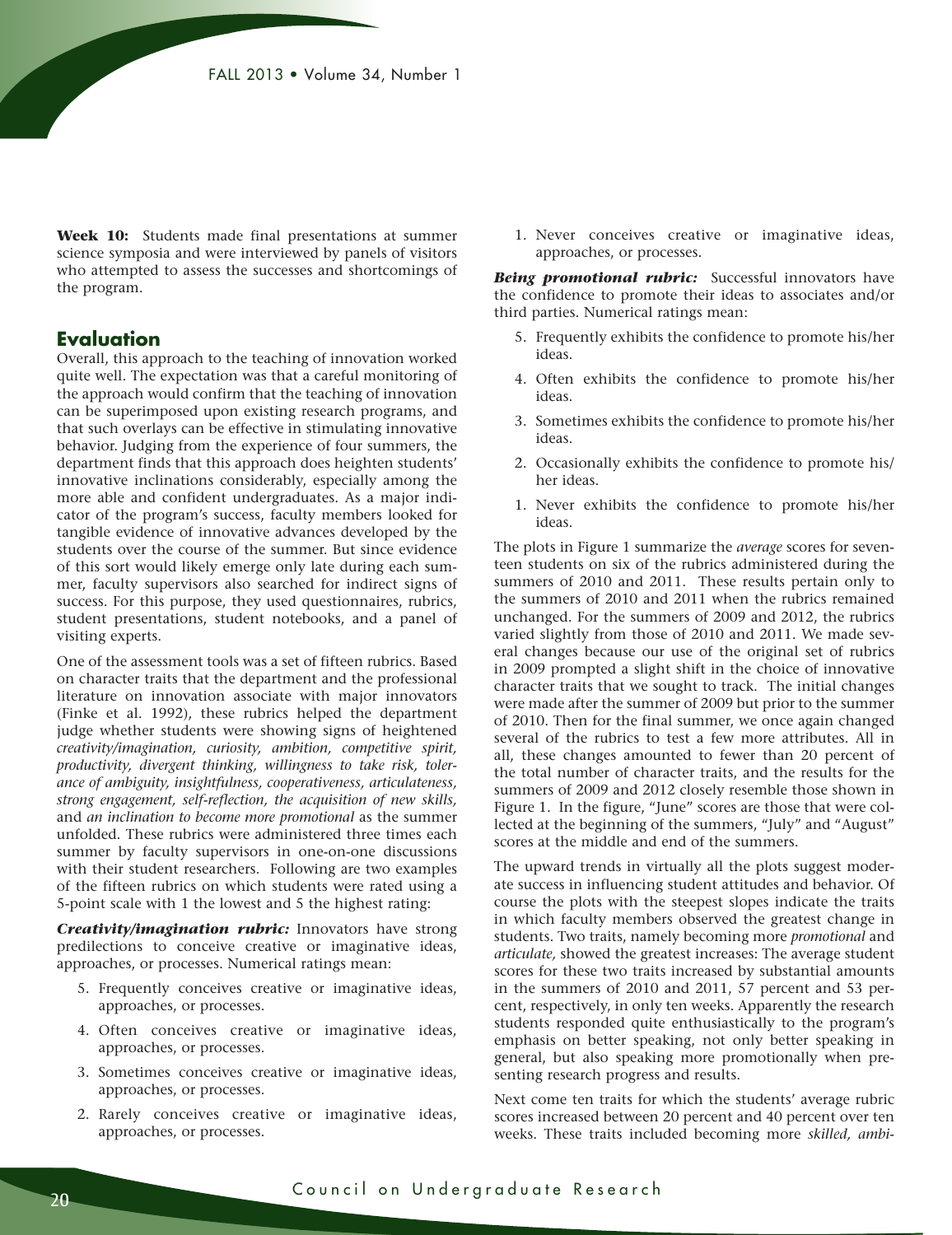**Week 10:** Students made final presentations at summer science symposia and were interviewed by panels of visitors who attempted to assess the successes and shortcomings of the program.

## Evaluation

Overall, this approach to the teaching of innovation worked quite well. The expectation was that a careful monitoring of the approach would confirm that the teaching of innovation can be superimposed upon existing research programs, and that such overlays can be effective in stimulating innovative behavior. Judging from the experience of four summers, the department finds that this approach does heighten students' innovative inclinations considerably, especially among the more able and confident undergraduates. As a major indicator of the program's success, faculty members looked for tangible evidence of innovative advances developed by the students over the course of the summer. But since evidence of this sort would likely emerge only late during each summer, faculty supervisors also searched for indirect signs of success. For this purpose, they used questionnaires, rubrics, student presentations, student notebooks, and a panel of visiting experts.

One of the assessment tools was a set of fifteen rubrics. Based on character traits that the department and the professional literature on innovation associate with major innovators (Finke et al. 1992), these rubrics helped the department judge whether students were showing signs of heightened *creativity/imagination, curiosity, ambition, competitive spirit, productivity, divergent thinking, willingness to take risk, tolerance of ambiguity, insightfulness, cooperativeness, articulateness, strong engagement, self-reflection, the acquisition of new skills,* and *an inclination to become more promotional* as the summer unfolded. These rubrics were administered three times each summer by faculty supervisors in one-on-one discussions with their student researchers. Following are two examples of the fifteen rubrics on which students were rated using a 5-point scale with 1 the lowest and 5 the highest rating:

***Creativity/imagination rubric:*** Innovators have strong predilections to conceive creative or imaginative ideas, approaches, or processes. Numerical ratings mean:

5. Frequently conceives creative or imaginative ideas, approaches, or processes.
4. Often conceives creative or imaginative ideas, approaches, or processes.
3. Sometimes conceives creative or imaginative ideas, approaches, or processes.
2. Rarely conceives creative or imaginative ideas, approaches, or processes.
1. Never conceives creative or imaginative ideas, approaches, or processes.

***Being promotional rubric:*** Successful innovators have the confidence to promote their ideas to associates and/or third parties. Numerical ratings mean:

5. Frequently exhibits the confidence to promote his/her ideas.
4. Often exhibits the confidence to promote his/her ideas.
3. Sometimes exhibits the confidence to promote his/her ideas.
2. Occasionally exhibits the confidence to promote his/her ideas.
1. Never exhibits the confidence to promote his/her ideas.

The plots in Figure 1 summarize the *average* scores for seventeen students on six of the rubrics administered during the summers of 2010 and 2011. These results pertain only to the summers of 2010 and 2011 when the rubrics remained unchanged. For the summers of 2009 and 2012, the rubrics varied slightly from those of 2010 and 2011. We made several changes because our use of the original set of rubrics in 2009 prompted a slight shift in the choice of innovative character traits that we sought to track. The initial changes were made after the summer of 2009 but prior to the summer of 2010. Then for the final summer, we once again changed several of the rubrics to test a few more attributes. All in all, these changes amounted to fewer than 20 percent of the total number of character traits, and the results for the summers of 2009 and 2012 closely resemble those shown in Figure 1. In the figure, "June" scores are those that were collected at the beginning of the summers, "July" and "August" scores at the middle and end of the summers.

The upward trends in virtually all the plots suggest moderate success in influencing student attitudes and behavior. Of course the plots with the steepest slopes indicate the traits in which faculty members observed the greatest change in students. Two traits, namely becoming more *promotional* and *articulate,* showed the greatest increases: The average student scores for these two traits increased by substantial amounts in the summers of 2010 and 2011, 57 percent and 53 percent, respectively, in only ten weeks. Apparently the research students responded quite enthusiastically to the program's emphasis on better speaking, not only better speaking in general, but also speaking more promotionally when presenting research progress and results.

Next come ten traits for which the students' average rubric scores increased between 20 percent and 40 percent over ten weeks. These traits included becoming more *skilled, ambi-*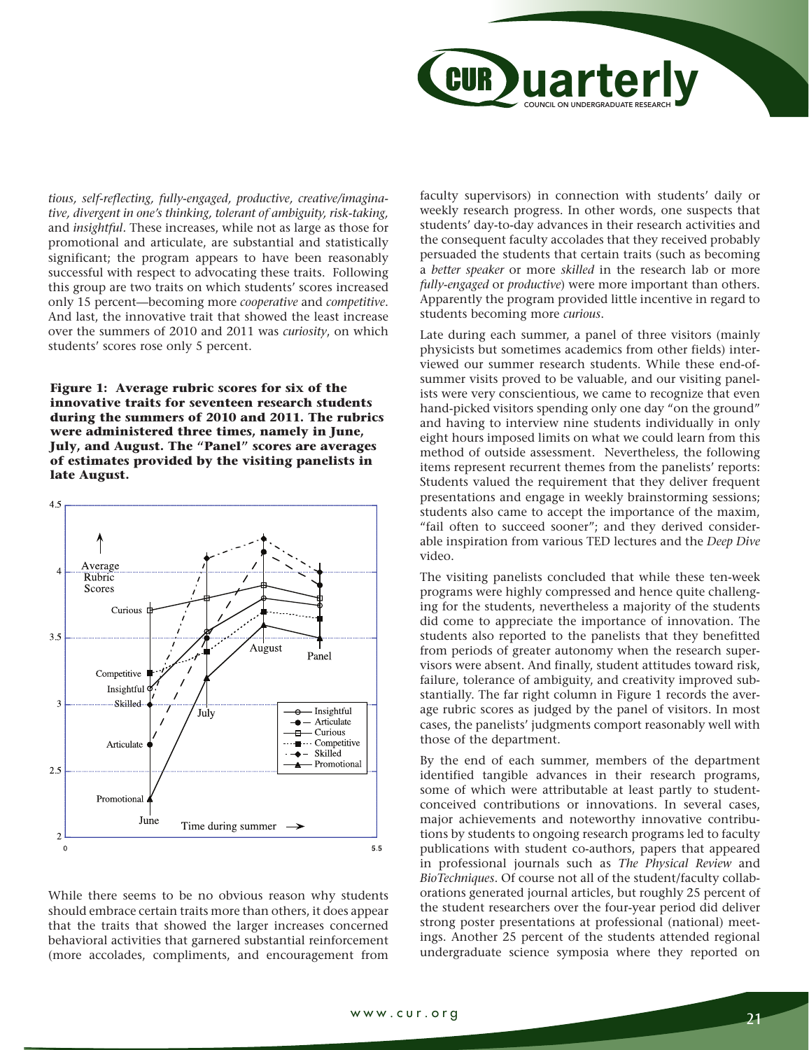*tious, self-reflecting, fully-engaged, productive, creative/imaginative, divergent in one's thinking, tolerant of ambiguity, risk-taking,* and *insightful*. These increases, while not as large as those for promotional and articulate, are substantial and statistically significant; the program appears to have been reasonably successful with respect to advocating these traits. Following this group are two traits on which students' scores increased only 15 percent—becoming more *cooperative* and *competitive*. And last, the innovative trait that showed the least increase over the summers of 2010 and 2011 was *curiosity*, on which students' scores rose only 5 percent.

**Figure 1: Average rubric scores for six of the innovative traits for seventeen research students during the summers of 2010 and 2011. The rubrics were administered three times, namely in June, July, and August. The "Panel" scores are averages of estimates provided by the visiting panelists in late August.**

While there seems to be no obvious reason why students should embrace certain traits more than others, it does appear that the traits that showed the larger increases concerned behavioral activities that garnered substantial reinforcement (more accolades, compliments, and encouragement from faculty supervisors) in connection with students' daily or weekly research progress. In other words, one suspects that students' day-to-day advances in their research activities and the consequent faculty accolades that they received probably persuaded the students that certain traits (such as becoming a *better speaker* or more *skilled* in the research lab or more *fully-engaged* or *productive*) were more important than others. Apparently the program provided little incentive in regard to students becoming more *curious*.

Late during each summer, a panel of three visitors (mainly physicists but sometimes academics from other fields) interviewed our summer research students. While these end-of-summer visits proved to be valuable, and our visiting panelists were very conscientious, we came to recognize that even hand-picked visitors spending only one day "on the ground" and having to interview nine students individually in only eight hours imposed limits on what we could learn from this method of outside assessment. Nevertheless, the following items represent recurrent themes from the panelists' reports: Students valued the requirement that they deliver frequent presentations and engage in weekly brainstorming sessions; students also came to accept the importance of the maxim, "fail often to succeed sooner"; and they derived considerable inspiration from various TED lectures and the *Deep Dive* video.

The visiting panelists concluded that while these ten-week programs were highly compressed and hence quite challenging for the students, nevertheless a majority of the students did come to appreciate the importance of innovation. The students also reported to the panelists that they benefitted from periods of greater autonomy when the research supervisors were absent. And finally, student attitudes toward risk, failure, tolerance of ambiguity, and creativity improved substantially. The far right column in Figure 1 records the average rubric scores as judged by the panel of visitors. In most cases, the panelists' judgments comport reasonably well with those of the department.

By the end of each summer, members of the department identified tangible advances in their research programs, some of which were attributable at least partly to student-conceived contributions or innovations. In several cases, major achievements and noteworthy innovative contributions by students to ongoing research programs led to faculty publications with student co-authors, papers that appeared in professional journals such as *The Physical Review* and *BioTechniques*. Of course not all of the student/faculty collaborations generated journal articles, but roughly 25 percent of the student researchers over the four-year period did deliver strong poster presentations at professional (national) meetings. Another 25 percent of the students attended regional undergraduate science symposia where they reported on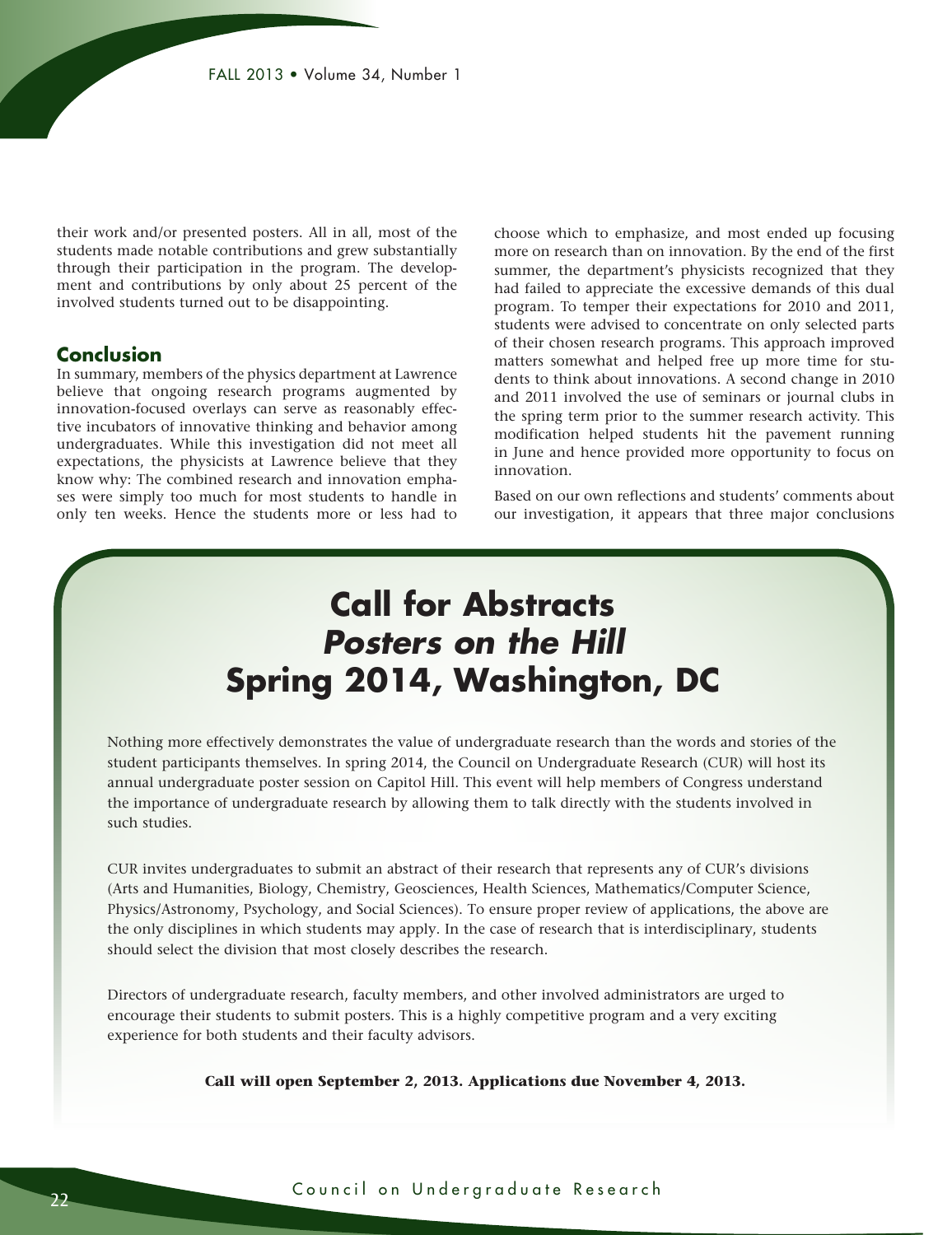their work and/or presented posters. All in all, most of the students made notable contributions and grew substantially through their participation in the program. The development and contributions by only about 25 percent of the involved students turned out to be disappointing.

## Conclusion

In summary, members of the physics department at Lawrence believe that ongoing research programs augmented by innovation-focused overlays can serve as reasonably effective incubators of innovative thinking and behavior among undergraduates. While this investigation did not meet all expectations, the physicists at Lawrence believe that they know why: The combined research and innovation emphases were simply too much for most students to handle in only ten weeks. Hence the students more or less had to choose which to emphasize, and most ended up focusing more on research than on innovation. By the end of the first summer, the department's physicists recognized that they had failed to appreciate the excessive demands of this dual program. To temper their expectations for 2010 and 2011, students were advised to concentrate on only selected parts of their chosen research programs. This approach improved matters somewhat and helped free up more time for students to think about innovations. A second change in 2010 and 2011 involved the use of seminars or journal clubs in the spring term prior to the summer research activity. This modification helped students hit the pavement running in June and hence provided more opportunity to focus on innovation.

Based on our own reflections and students' comments about our investigation, it appears that three major conclusions

# Call for Abstracts
## *Posters on the Hill*
## Spring 2014, Washington, DC

Nothing more effectively demonstrates the value of undergraduate research than the words and stories of the student participants themselves. In spring 2014, the Council on Undergraduate Research (CUR) will host its annual undergraduate poster session on Capitol Hill. This event will help members of Congress understand the importance of undergraduate research by allowing them to talk directly with the students involved in such studies.

CUR invites undergraduates to submit an abstract of their research that represents any of CUR's divisions (Arts and Humanities, Biology, Chemistry, Geosciences, Health Sciences, Mathematics/Computer Science, Physics/Astronomy, Psychology, and Social Sciences). To ensure proper review of applications, the above are the only disciplines in which students may apply. In the case of research that is interdisciplinary, students should select the division that most closely describes the research.

Directors of undergraduate research, faculty members, and other involved administrators are urged to encourage their students to submit posters. This is a highly competitive program and a very exciting experience for both students and their faculty advisors.

**Call will open September 2, 2013. Applications due November 4, 2013.**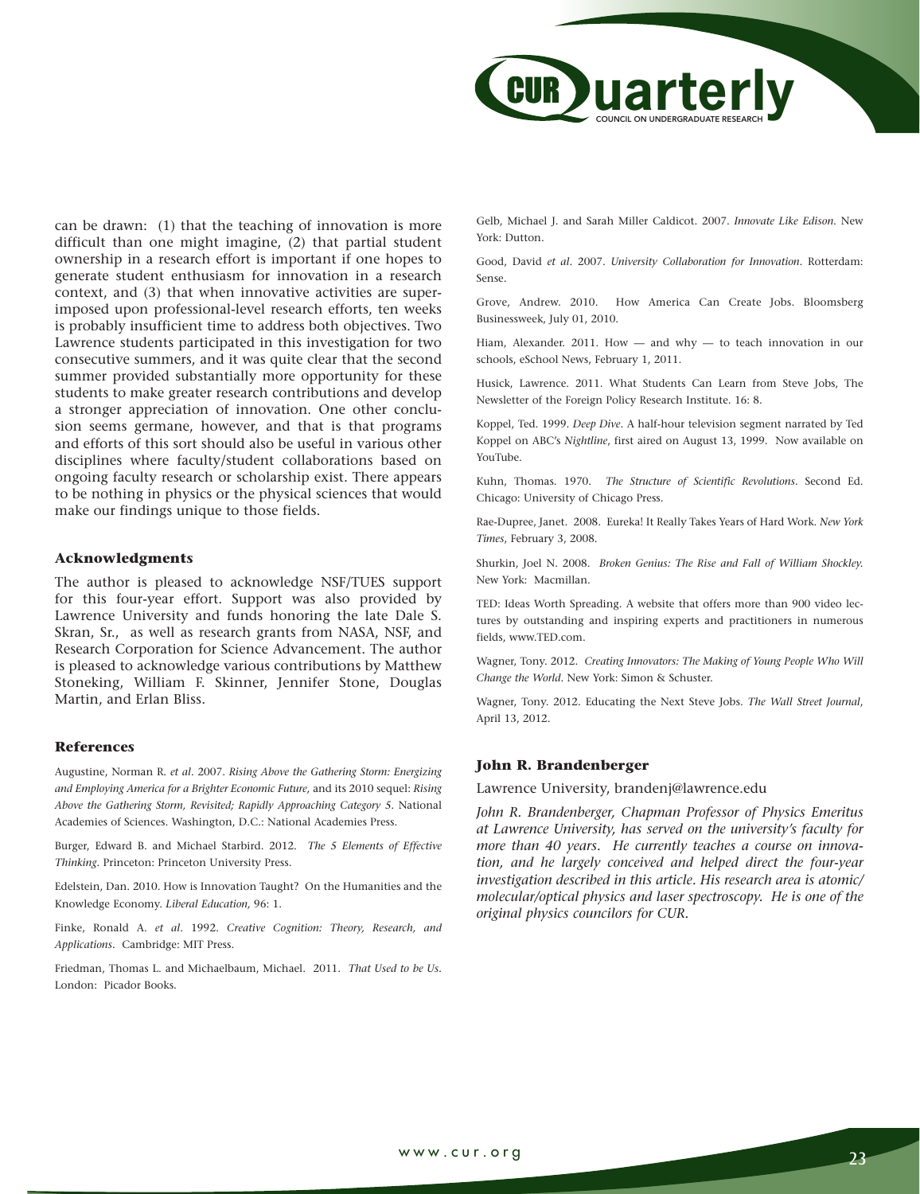can be drawn: (1) that the teaching of innovation is more difficult than one might imagine, (2) that partial student ownership in a research effort is important if one hopes to generate student enthusiasm for innovation in a research context, and (3) that when innovative activities are superimposed upon professional-level research efforts, ten weeks is probably insufficient time to address both objectives. Two Lawrence students participated in this investigation for two consecutive summers, and it was quite clear that the second summer provided substantially more opportunity for these students to make greater research contributions and develop a stronger appreciation of innovation. One other conclusion seems germane, however, and that is that programs and efforts of this sort should also be useful in various other disciplines where faculty/student collaborations based on ongoing faculty research or scholarship exist. There appears to be nothing in physics or the physical sciences that would make our findings unique to those fields.

### Acknowledgments

The author is pleased to acknowledge NSF/TUES support for this four-year effort. Support was also provided by Lawrence University and funds honoring the late Dale S. Skran, Sr., as well as research grants from NASA, NSF, and Research Corporation for Science Advancement. The author is pleased to acknowledge various contributions by Matthew Stoneking, William F. Skinner, Jennifer Stone, Douglas Martin, and Erlan Bliss.

### References

Augustine, Norman R. *et al*. 2007. *Rising Above the Gathering Storm: Energizing and Employing America for a Brighter Economic Future,* and its 2010 sequel: *Rising Above the Gathering Storm, Revisited; Rapidly Approaching Category 5*. National Academies of Sciences. Washington, D.C.: National Academies Press.

Burger, Edward B. and Michael Starbird. 2012. *The 5 Elements of Effective Thinking*. Princeton: Princeton University Press.

Edelstein, Dan. 2010. How is Innovation Taught? On the Humanities and the Knowledge Economy. *Liberal Education,* 96: 1.

Finke, Ronald A. *et al*. 1992. *Creative Cognition: Theory, Research, and Applications*. Cambridge: MIT Press.

Friedman, Thomas L. and Michaelbaum, Michael. 2011. *That Used to be Us*. London: Picador Books.

Gelb, Michael J. and Sarah Miller Caldicot. 2007. *Innovate Like Edison*. New York: Dutton.

Good, David *et al*. 2007. *University Collaboration for Innovation*. Rotterdam: Sense.

Grove, Andrew. 2010. How America Can Create Jobs. Bloomsberg Businessweek, July 01, 2010.

Hiam, Alexander. 2011. How — and why — to teach innovation in our schools, eSchool News, February 1, 2011.

Husick, Lawrence. 2011. What Students Can Learn from Steve Jobs, The Newsletter of the Foreign Policy Research Institute. 16: 8.

Koppel, Ted. 1999. *Deep Dive*. A half-hour television segment narrated by Ted Koppel on ABC's *Nightline*, first aired on August 13, 1999. Now available on YouTube.

Kuhn, Thomas. 1970. *The Structure of Scientific Revolutions*. Second Ed. Chicago: University of Chicago Press.

Rae-Dupree, Janet. 2008. Eureka! It Really Takes Years of Hard Work. *New York Times*, February 3, 2008.

Shurkin, Joel N. 2008. *Broken Genius: The Rise and Fall of William Shockley*. New York: Macmillan.

TED: Ideas Worth Spreading. A website that offers more than 900 video lectures by outstanding and inspiring experts and practitioners in numerous fields, www.TED.com.

Wagner, Tony. 2012. *Creating Innovators: The Making of Young People Who Will Change the World*. New York: Simon & Schuster.

Wagner, Tony. 2012. Educating the Next Steve Jobs. *The Wall Street Journal*, April 13, 2012.

### John R. Brandenberger

Lawrence University, brandenj@lawrence.edu

*John R. Brandenberger, Chapman Professor of Physics Emeritus at Lawrence University, has served on the university's faculty for more than 40 years. He currently teaches a course on innovation, and he largely conceived and helped direct the four-year investigation described in this article. His research area is atomic/molecular/optical physics and laser spectroscopy. He is one of the original physics councilors for CUR.*